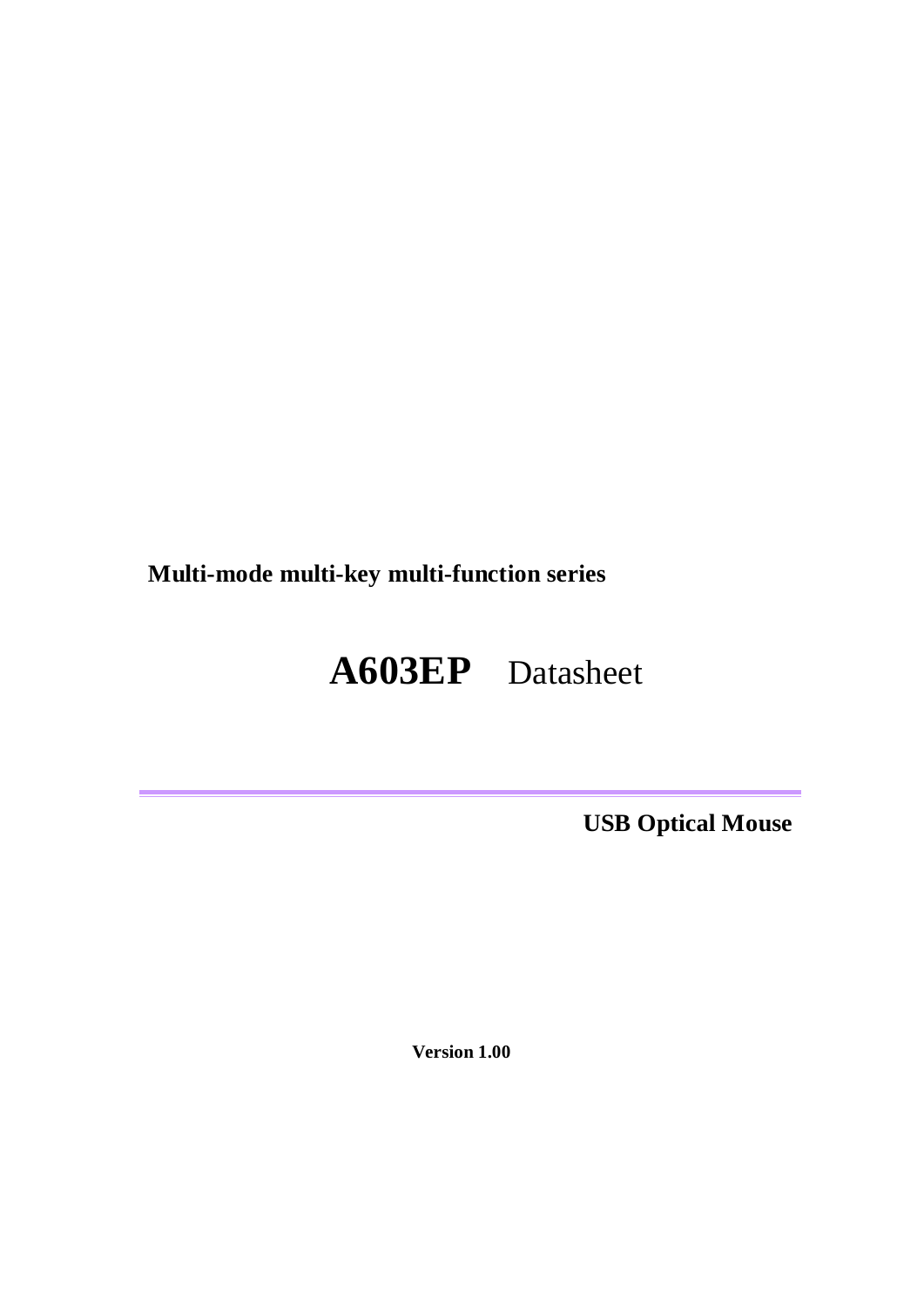**Multi-mode multi-key multi-function series**

# A603EP Datasheet

---

**USB Optical Mouse**

**Version 1.00**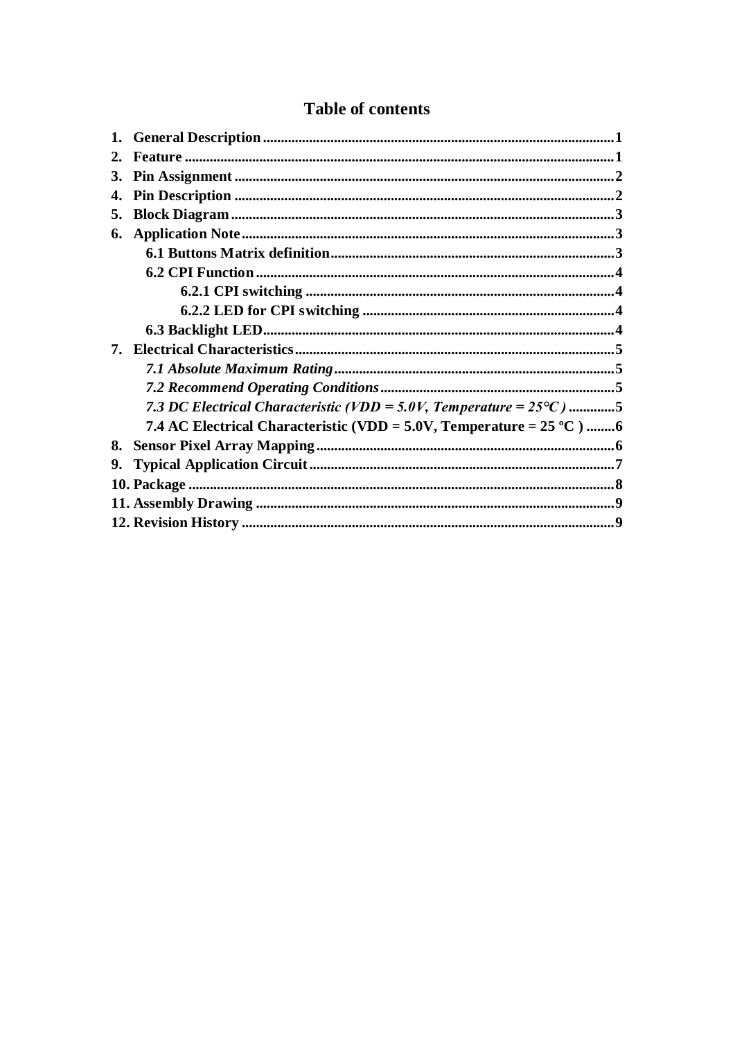# Table of contents

1. **General Description** .......... 1
2. **Feature** .......... 1
3. **Pin Assignment** .......... 2
4. **Pin Description** .......... 2
5. **Block Diagram** .......... 3
6. **Application Note** .......... 3
   - **6.1 Buttons Matrix definition** .......... 3
   - **6.2 CPI Function** .......... 4
     - **6.2.1 CPI switching** .......... 4
     - **6.2.2 LED for CPI switching** .......... 4
   - **6.3 Backlight LED** .......... 4
7. **Electrical Characteristics** .......... 5
   - ***7.1 Absolute Maximum Rating*** .......... 5
   - ***7.2 Recommend Operating Conditions*** .......... 5
   - ***7.3 DC Electrical Characteristic (VDD = 5.0V, Temperature = 25°C )*** .......... 5
   - **7.4 AC Electrical Characteristic (VDD = 5.0V, Temperature = 25 ºC )** .......... 6
8. **Sensor Pixel Array Mapping** .......... 6
9. **Typical Application Circuit** .......... 7
10. **Package** .......... 8
11. **Assembly Drawing** .......... 9
12. **Revision History** .......... 9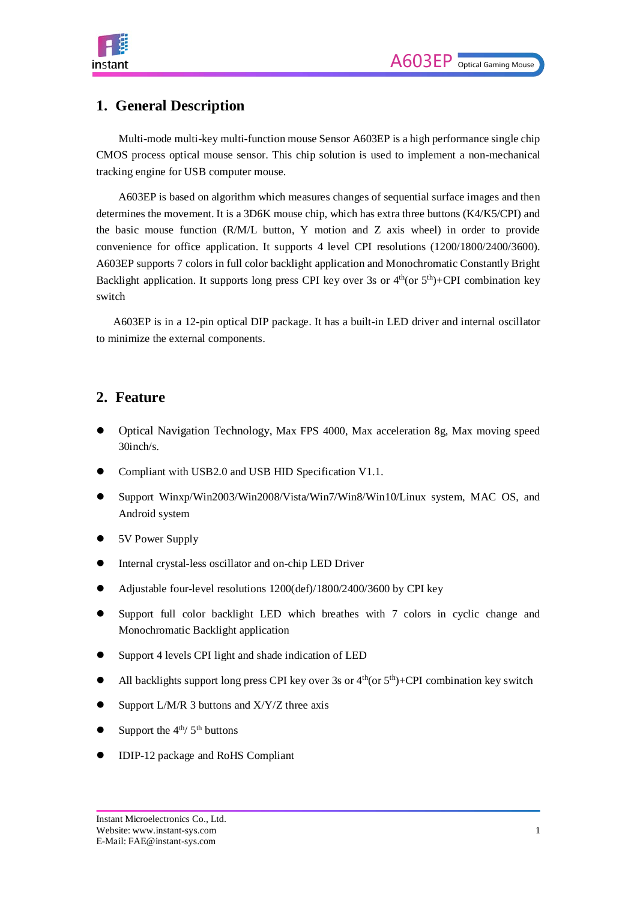## 1. General Description

Multi-mode multi-key multi-function mouse Sensor A603EP is a high performance single chip CMOS process optical mouse sensor. This chip solution is used to implement a non-mechanical tracking engine for USB computer mouse.

A603EP is based on algorithm which measures changes of sequential surface images and then determines the movement. It is a 3D6K mouse chip, which has extra three buttons (K4/K5/CPI) and the basic mouse function (R/M/L button, Y motion and Z axis wheel) in order to provide convenience for office application. It supports 4 level CPI resolutions (1200/1800/2400/3600). A603EP supports 7 colors in full color backlight application and Monochromatic Constantly Bright Backlight application. It supports long press CPI key over 3s or $4^{th}$(or $5^{th}$)+CPI combination key switch

A603EP is in a 12-pin optical DIP package. It has a built-in LED driver and internal oscillator to minimize the external components.

## 2. Feature

- Optical Navigation Technology, Max FPS 4000, Max acceleration 8g, Max moving speed 30inch/s.
- Compliant with USB2.0 and USB HID Specification V1.1.
- Support Winxp/Win2003/Win2008/Vista/Win7/Win8/Win10/Linux system, MAC OS, and Android system
- 5V Power Supply
- Internal crystal-less oscillator and on-chip LED Driver
- Adjustable four-level resolutions 1200(def)/1800/2400/3600 by CPI key
- Support full color backlight LED which breathes with 7 colors in cyclic change and Monochromatic Backlight application
- Support 4 levels CPI light and shade indication of LED
- All backlights support long press CPI key over 3s or $4^{th}$(or $5^{th}$)+CPI combination key switch
- Support L/M/R 3 buttons and X/Y/Z three axis
- Support the $4^{th}$/ $5^{th}$ buttons
- IDIP-12 package and RoHS Compliant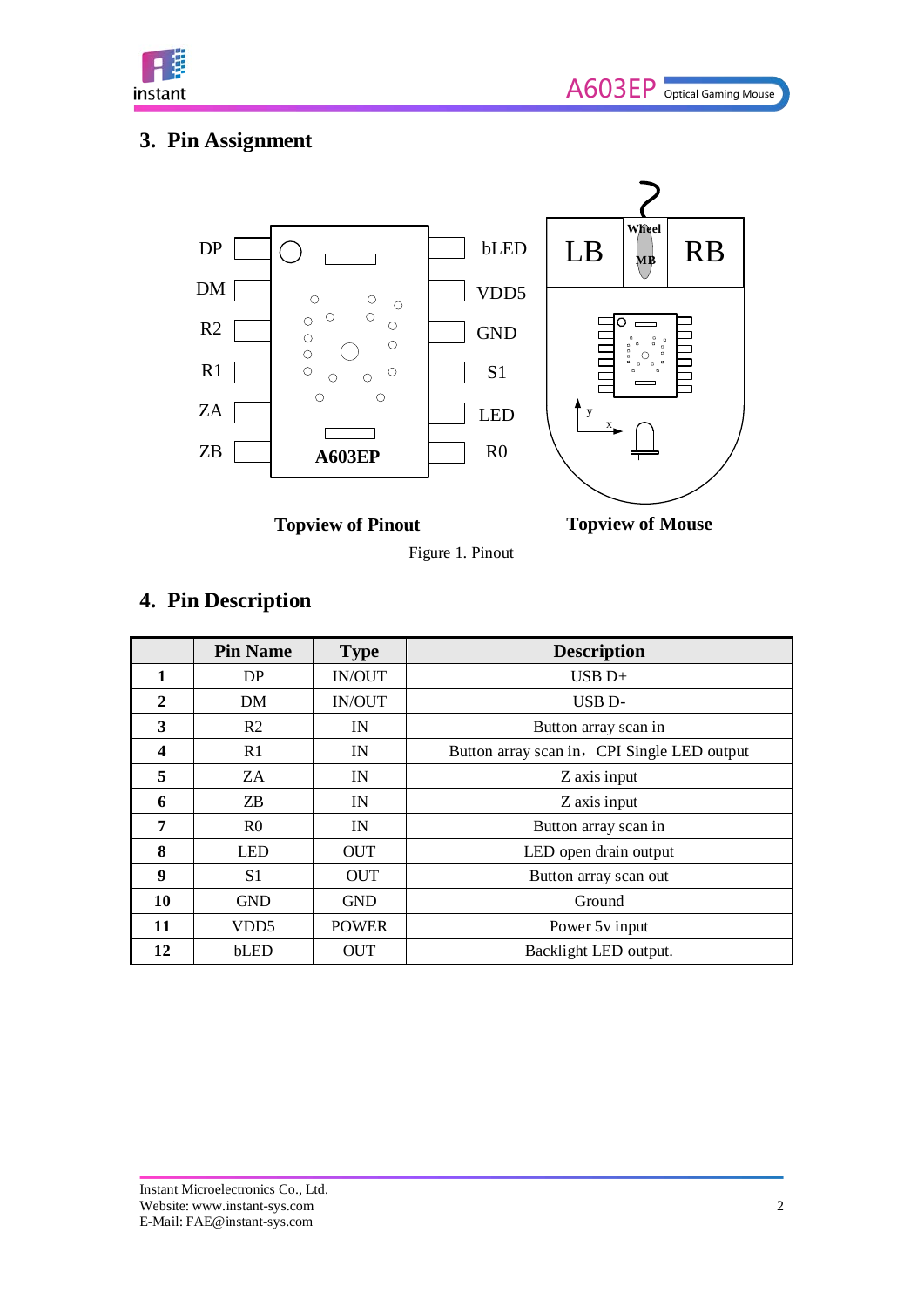## 3. Pin Assignment

DP, DM, R2, R1, ZA, ZB — A603EP — bLED, VDD5, GND, S1, LED, R0

LB, Wheel, MB, RB

**Topview of Pinout** **Topview of Mouse**

Figure 1. Pinout

## 4. Pin Description

| | Pin Name | Type | Description |
|---|---|---|---|
| **1** | DP | IN/OUT | USB D+ |
| **2** | DM | IN/OUT | USB D- |
| **3** | R2 | IN | Button array scan in |
| **4** | R1 | IN | Button array scan in，CPI Single LED output |
| **5** | ZA | IN | Z axis input |
| **6** | ZB | IN | Z axis input |
| **7** | R0 | IN | Button array scan in |
| **8** | LED | OUT | LED open drain output |
| **9** | S1 | OUT | Button array scan out |
| **10** | GND | GND | Ground |
| **11** | VDD5 | POWER | Power 5v input |
| **12** | bLED | OUT | Backlight LED output. |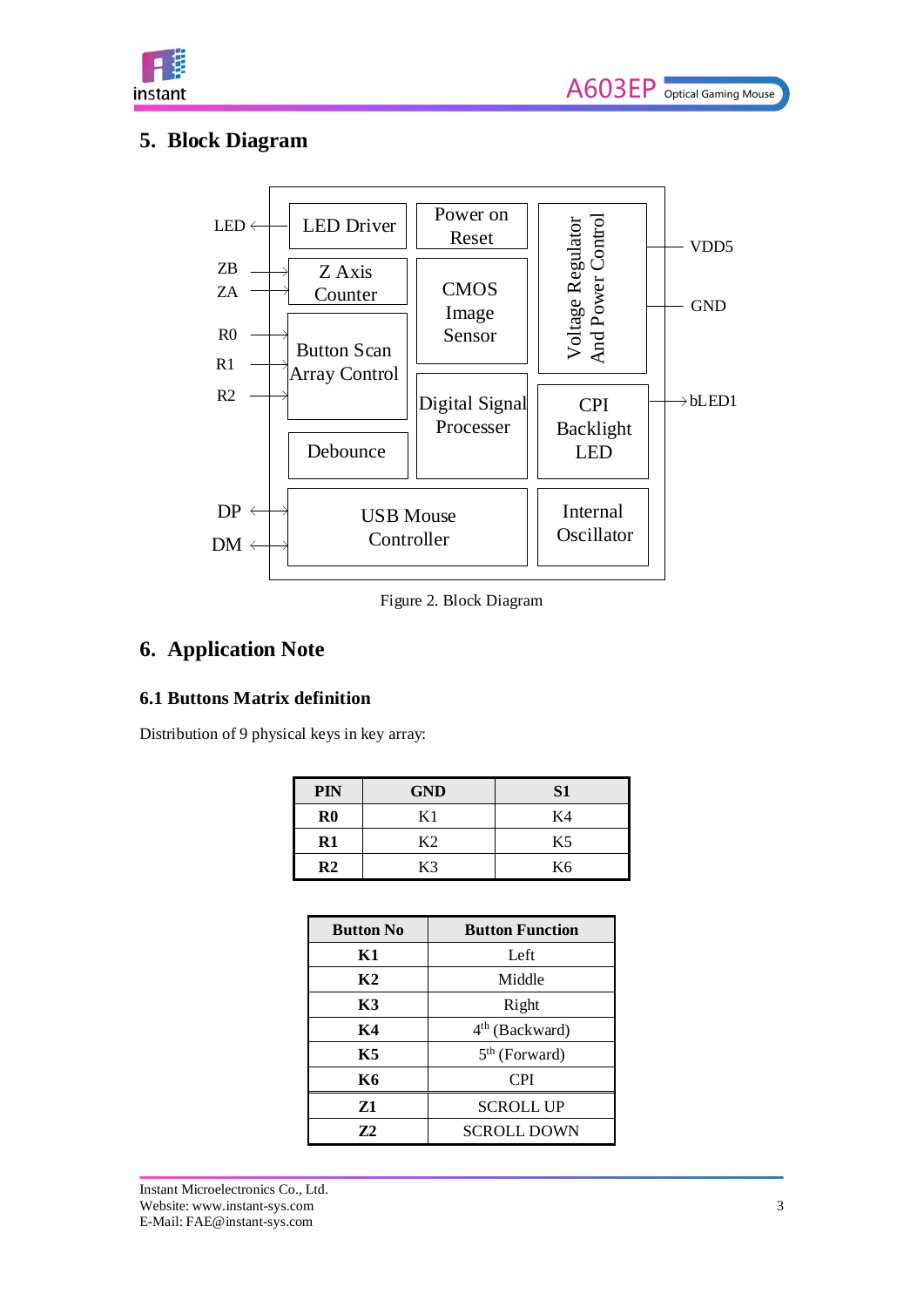## 5. Block Diagram

Figure 2. Block Diagram

## 6. Application Note

### 6.1 Buttons Matrix definition

Distribution of 9 physical keys in key array:

| PIN | GND | S1 |
|---|---|---|
| **R0** | K1 | K4 |
| **R1** | K2 | K5 |
| **R2** | K3 | K6 |

| Button No | Button Function |
|---|---|
| **K1** | Left |
| **K2** | Middle |
| **K3** | Right |
| **K4** | $4^{th}$ (Backward) |
| **K5** | $5^{th}$ (Forward) |
| **K6** | CPI |
| **Z1** | SCROLL UP |
| **Z2** | SCROLL DOWN |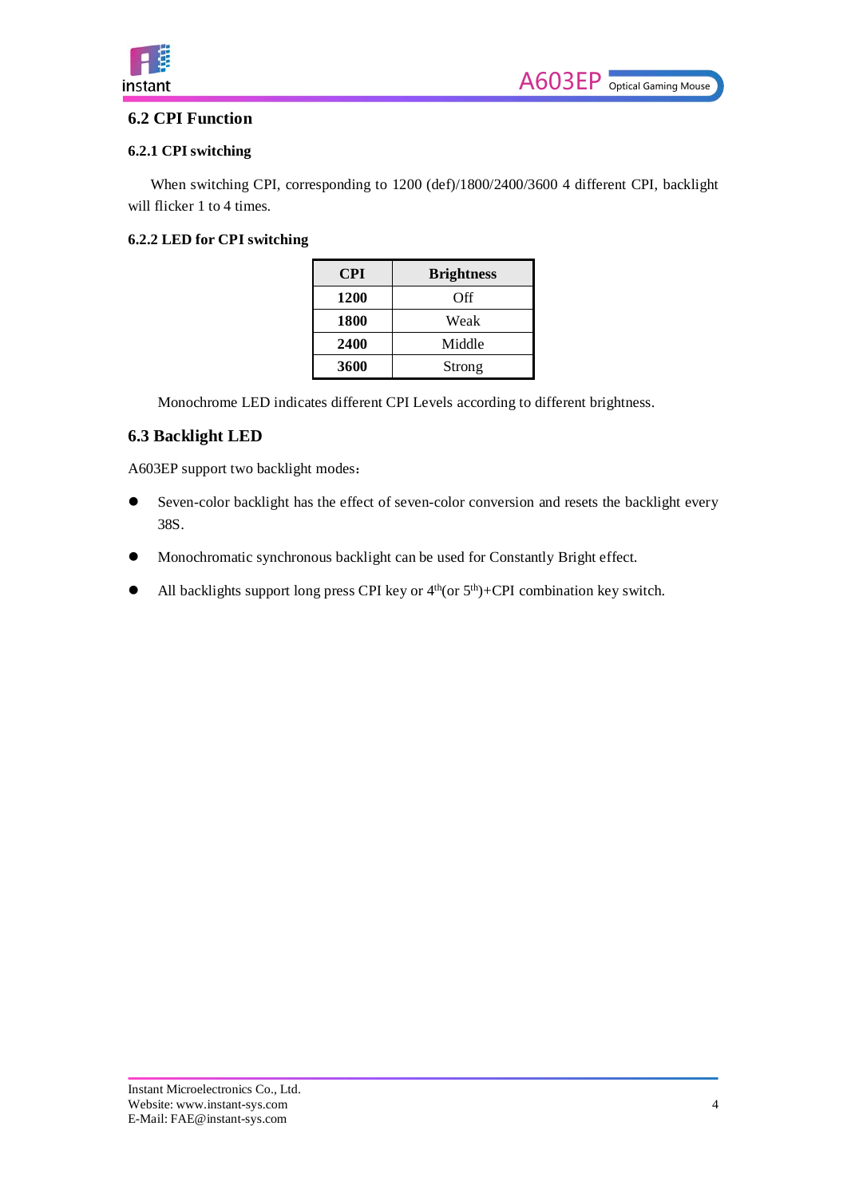## 6.2 CPI Function

### 6.2.1 CPI switching

When switching CPI, corresponding to 1200 (def)/1800/2400/3600 4 different CPI, backlight will flicker 1 to 4 times.

### 6.2.2 LED for CPI switching

| CPI | Brightness |
|---|---|
| **1200** | Off |
| **1800** | Weak |
| **2400** | Middle |
| **3600** | Strong |

Monochrome LED indicates different CPI Levels according to different brightness.

## 6.3 Backlight LED

A603EP support two backlight modes：

- Seven-color backlight has the effect of seven-color conversion and resets the backlight every 38S.
- Monochromatic synchronous backlight can be used for Constantly Bright effect.
- All backlights support long press CPI key or $4^{th}$(or $5^{th}$)+CPI combination key switch.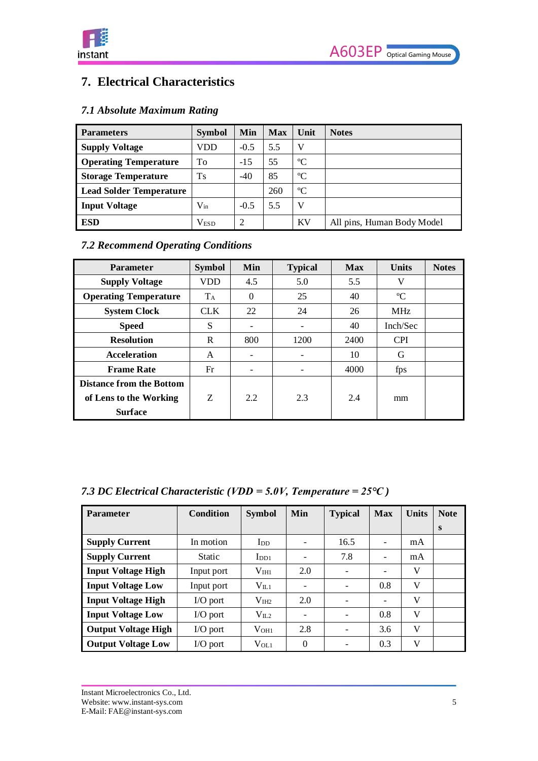## 7. Electrical Characteristics

### *7.1 Absolute Maximum Rating*

| Parameters | Symbol | Min | Max | Unit | Notes |
|---|---|---|---|---|---|
| **Supply Voltage** | VDD | -0.5 | 5.5 | V | |
| **Operating Temperature** | To | -15 | 55 | ℃ | |
| **Storage Temperature** | Ts | -40 | 85 | ℃ | |
| **Lead Solder Temperature** | | | 260 | ℃ | |
| **Input Voltage** | $V_{in}$ | -0.5 | 5.5 | V | |
| **ESD** | $V_{ESD}$ | 2 | | KV | All pins, Human Body Model |

### *7.2 Recommend Operating Conditions*

| Parameter | Symbol | Min | Typical | Max | Units | Notes |
|---|---|---|---|---|---|---|
| **Supply Voltage** | VDD | 4.5 | 5.0 | 5.5 | V | |
| **Operating Temperature** | $T_A$ | 0 | 25 | 40 | ℃ | |
| **System Clock** | CLK | 22 | 24 | 26 | MHz | |
| **Speed** | S | - | - | 40 | Inch/Sec | |
| **Resolution** | R | 800 | 1200 | 2400 | CPI | |
| **Acceleration** | A | - | - | 10 | G | |
| **Frame Rate** | Fr | - | - | 4000 | fps | |
| **Distance from the Bottom of Lens to the Working Surface** | Z | 2.2 | 2.3 | 2.4 | mm | |

### *7.3 DC Electrical Characteristic (VDD = 5.0V, Temperature = 25℃)*

| Parameter | Condition | Symbol | Min | Typical | Max | Units | Notes |
|---|---|---|---|---|---|---|---|
| **Supply Current** | In motion | $I_{DD}$ | - | 16.5 | - | mA | |
| **Supply Current** | Static | $I_{DD1}$ | - | 7.8 | - | mA | |
| **Input Voltage High** | Input port | $V_{IH1}$ | 2.0 | - | - | V | |
| **Input Voltage Low** | Input port | $V_{IL1}$ | - | - | 0.8 | V | |
| **Input Voltage High** | I/O port | $V_{IH2}$ | 2.0 | - | - | V | |
| **Input Voltage Low** | I/O port | $V_{IL2}$ | - | - | 0.8 | V | |
| **Output Voltage High** | I/O port | $V_{OH1}$ | 2.8 | - | 3.6 | V | |
| **Output Voltage Low** | I/O port | $V_{OL1}$ | 0 | - | 0.3 | V | |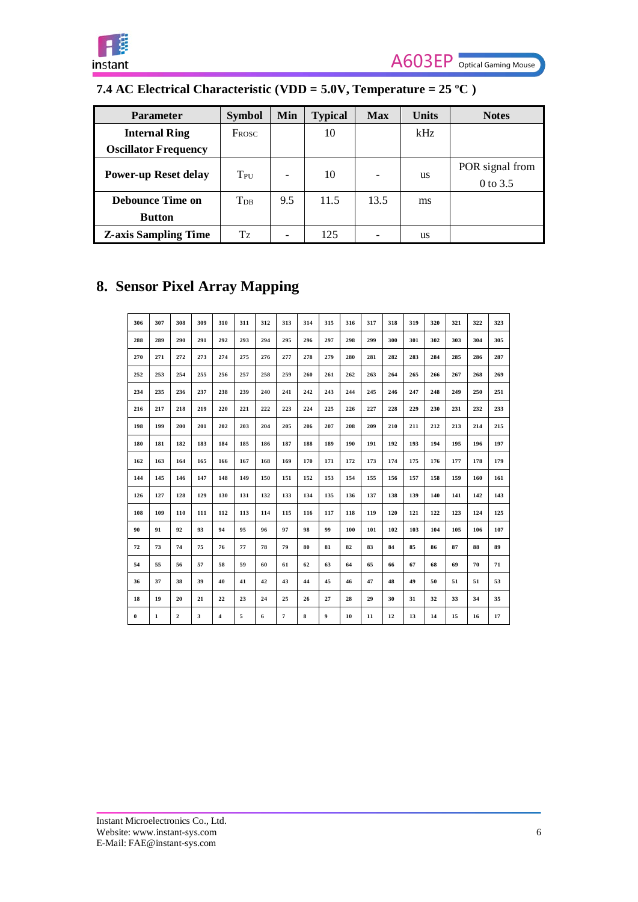### 7.4 AC Electrical Characteristic (VDD = 5.0V, Temperature = 25 ºC )

| Parameter | Symbol | Min | Typical | Max | Units | Notes |
|---|---|---|---|---|---|---|
| **Internal Ring Oscillator Frequency** | FOSC | | 10 | | kHz | |
| **Power-up Reset delay** | $T_{PU}$ | - | 10 | - | us | POR signal from 0 to 3.5 |
| **Debounce Time on Button** | $T_{DB}$ | 9.5 | 11.5 | 13.5 | ms | |
| **Z-axis Sampling Time** | TZ | - | 125 | - | us | |

## 8. Sensor Pixel Array Mapping

| 306 | 307 | 308 | 309 | 310 | 311 | 312 | 313 | 314 | 315 | 316 | 317 | 318 | 319 | 320 | 321 | 322 | 323 |
|---|---|---|---|---|---|---|---|---|---|---|---|---|---|---|---|---|---|
| 288 | 289 | 290 | 291 | 292 | 293 | 294 | 295 | 296 | 297 | 298 | 299 | 300 | 301 | 302 | 303 | 304 | 305 |
| 270 | 271 | 272 | 273 | 274 | 275 | 276 | 277 | 278 | 279 | 280 | 281 | 282 | 283 | 284 | 285 | 286 | 287 |
| 252 | 253 | 254 | 255 | 256 | 257 | 258 | 259 | 260 | 261 | 262 | 263 | 264 | 265 | 266 | 267 | 268 | 269 |
| 234 | 235 | 236 | 237 | 238 | 239 | 240 | 241 | 242 | 243 | 244 | 245 | 246 | 247 | 248 | 249 | 250 | 251 |
| 216 | 217 | 218 | 219 | 220 | 221 | 222 | 223 | 224 | 225 | 226 | 227 | 228 | 229 | 230 | 231 | 232 | 233 |
| 198 | 199 | 200 | 201 | 202 | 203 | 204 | 205 | 206 | 207 | 208 | 209 | 210 | 211 | 212 | 213 | 214 | 215 |
| 180 | 181 | 182 | 183 | 184 | 185 | 186 | 187 | 188 | 189 | 190 | 191 | 192 | 193 | 194 | 195 | 196 | 197 |
| 162 | 163 | 164 | 165 | 166 | 167 | 168 | 169 | 170 | 171 | 172 | 173 | 174 | 175 | 176 | 177 | 178 | 179 |
| 144 | 145 | 146 | 147 | 148 | 149 | 150 | 151 | 152 | 153 | 154 | 155 | 156 | 157 | 158 | 159 | 160 | 161 |
| 126 | 127 | 128 | 129 | 130 | 131 | 132 | 133 | 134 | 135 | 136 | 137 | 138 | 139 | 140 | 141 | 142 | 143 |
| 108 | 109 | 110 | 111 | 112 | 113 | 114 | 115 | 116 | 117 | 118 | 119 | 120 | 121 | 122 | 123 | 124 | 125 |
| 90 | 91 | 92 | 93 | 94 | 95 | 96 | 97 | 98 | 99 | 100 | 101 | 102 | 103 | 104 | 105 | 106 | 107 |
| 72 | 73 | 74 | 75 | 76 | 77 | 78 | 79 | 80 | 81 | 82 | 83 | 84 | 85 | 86 | 87 | 88 | 89 |
| 54 | 55 | 56 | 57 | 58 | 59 | 60 | 61 | 62 | 63 | 64 | 65 | 66 | 67 | 68 | 69 | 70 | 71 |
| 36 | 37 | 38 | 39 | 40 | 41 | 42 | 43 | 44 | 45 | 46 | 47 | 48 | 49 | 50 | 51 | 51 | 53 |
| 18 | 19 | 20 | 21 | 22 | 23 | 24 | 25 | 26 | 27 | 28 | 29 | 30 | 31 | 32 | 33 | 34 | 35 |
| 0 | 1 | 2 | 3 | 4 | 5 | 6 | 7 | 8 | 9 | 10 | 11 | 12 | 13 | 14 | 15 | 16 | 17 |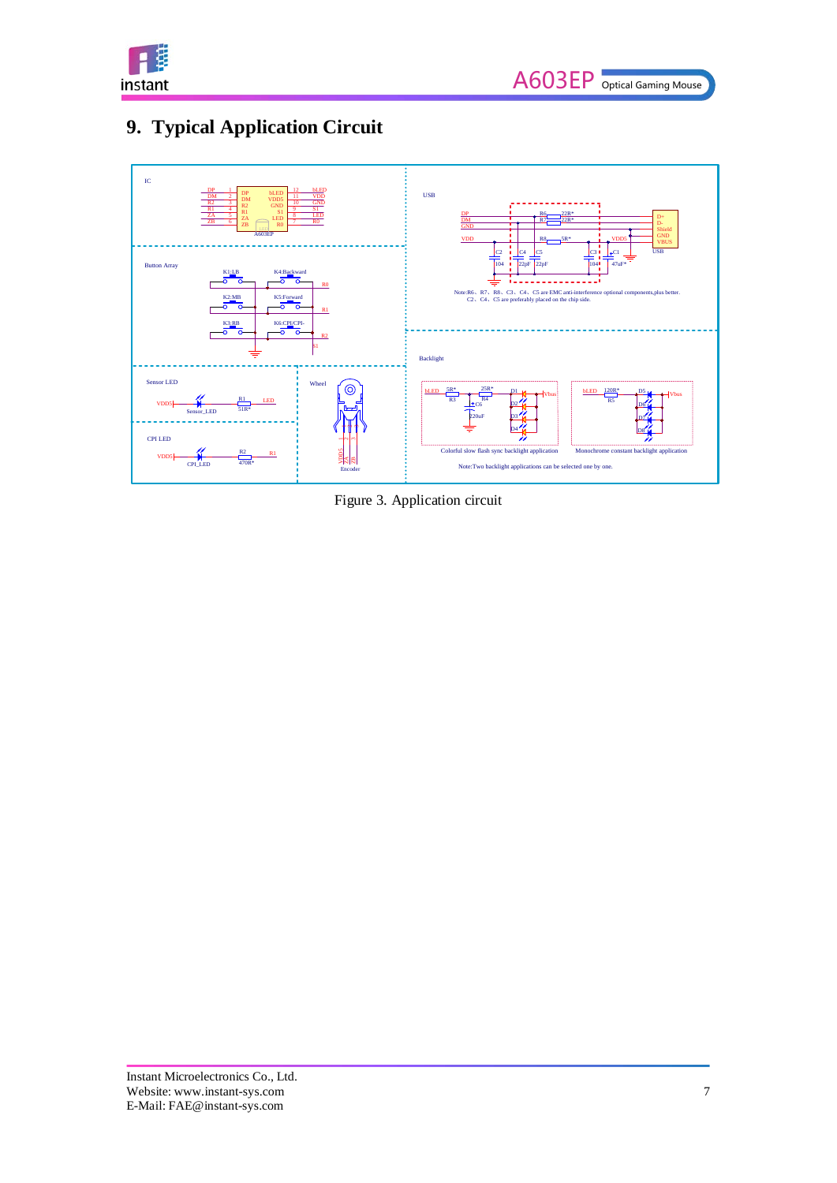# 9. Typical Application Circuit

Figure 3. Application circuit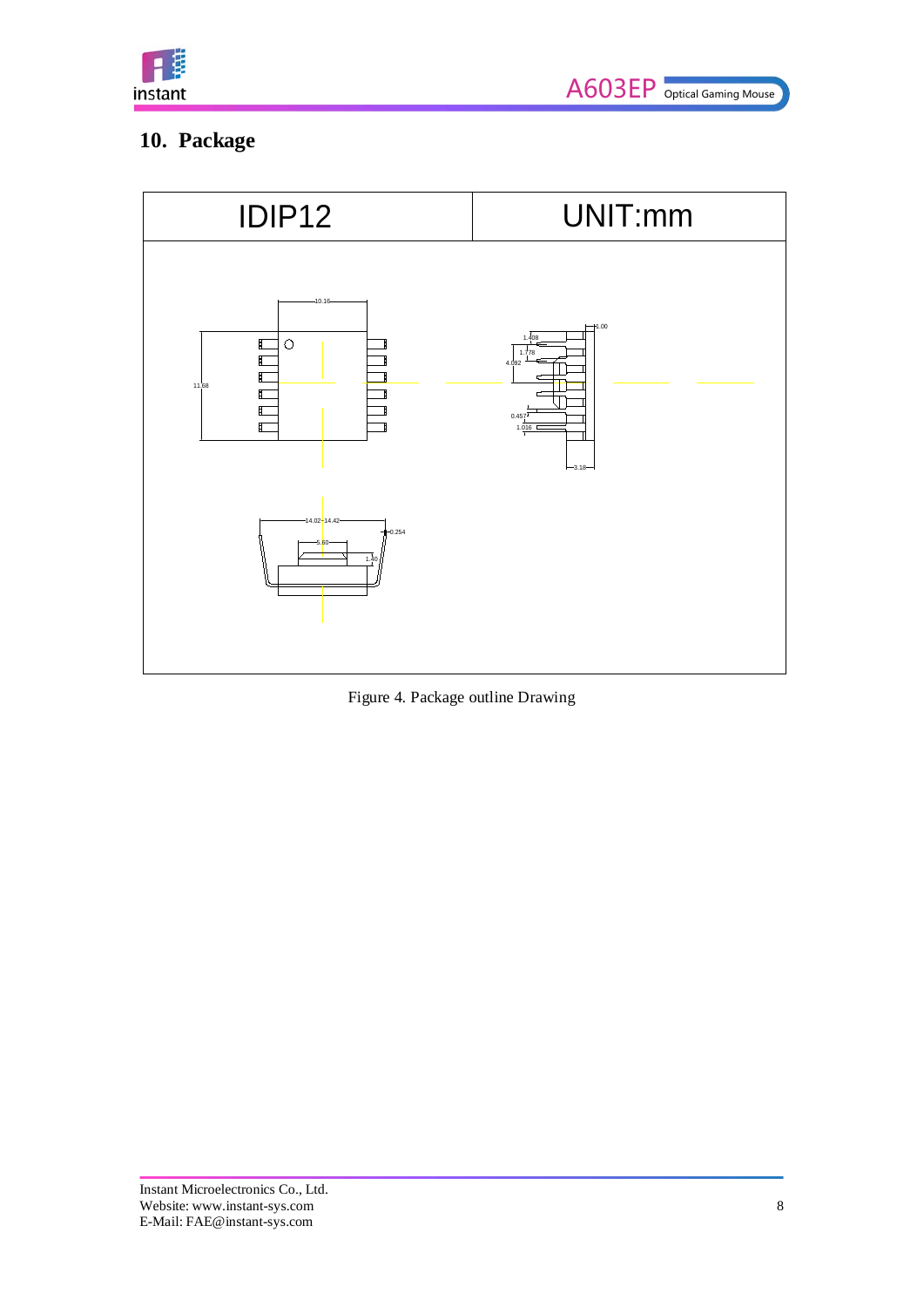## 10. Package

| IDIP12 | UNIT:mm |
| --- | --- |

Figure 4. Package outline Drawing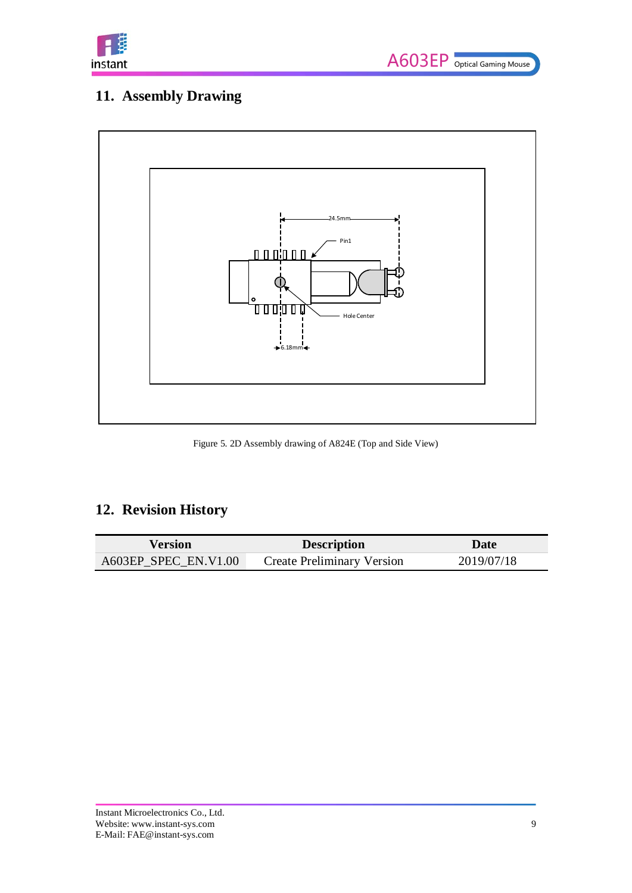## 11. Assembly Drawing

24.5mm

Pin1

Hole Center

6.18mm

Figure 5. 2D Assembly drawing of A824E (Top and Side View)

## 12. Revision History

| Version | Description | Date |
|---|---|---|
| A603EP_SPEC_EN.V1.00 | Create Preliminary Version | 2019/07/18 |

Instant Microelectronics Co., Ltd.
Website: www.instant-sys.com
E-Mail: FAE@instant-sys.com